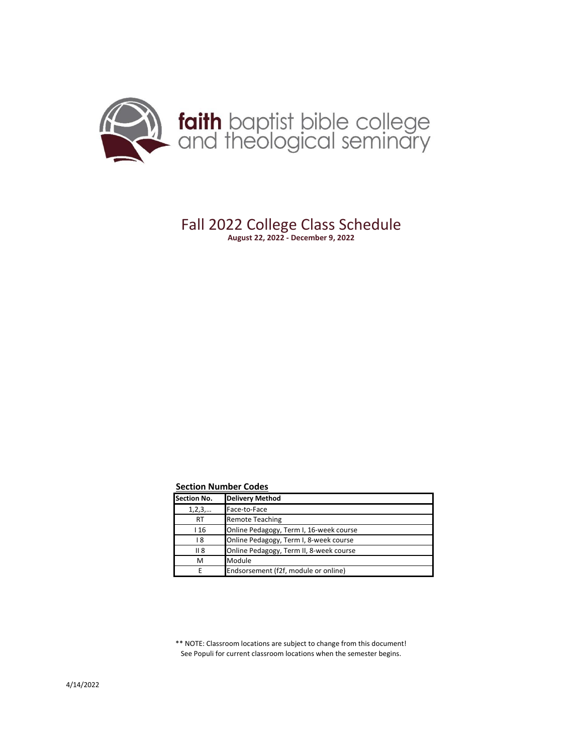faith baptist bible college and theological seminary

# Fall 2022 College Class Schedule

**August 22, 2022 - December 9, 2022**

**Section Number Codes**

| Section No. | Delivery Method |
|---|---|
| 1,2,3,… | Face-to-Face |
| RT | Remote Teaching |
| I 16 | Online Pedagogy, Term I, 16-week course |
| I 8 | Online Pedagogy, Term I, 8-week course |
| II 8 | Online Pedagogy, Term II, 8-week course |
| M | Module |
| E | Endsorsement (f2f, module or online) |

** NOTE: Classroom locations are subject to change from this document!
See Populi for current classroom locations when the semester begins.

4/14/2022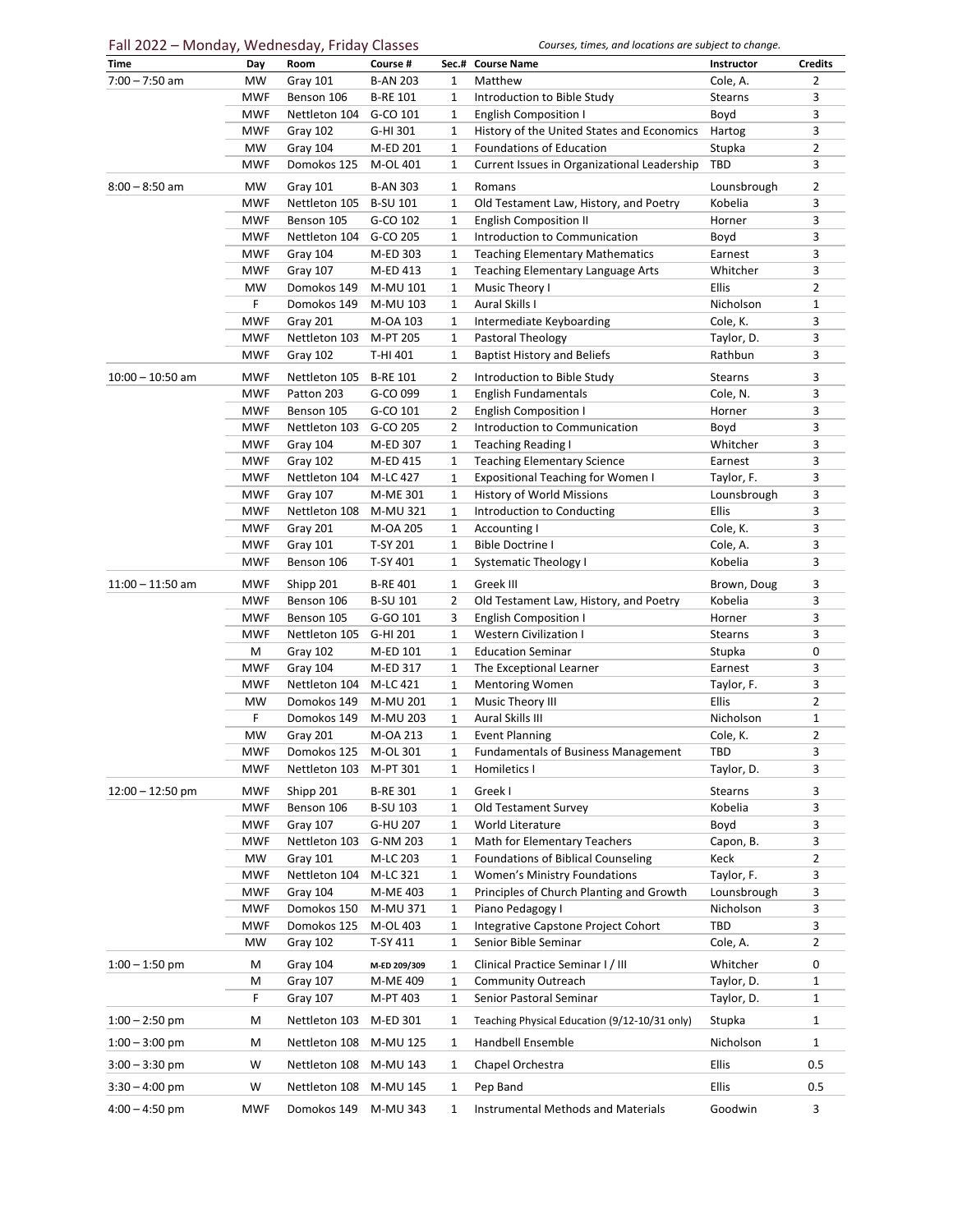## Fall 2022 – Monday, Wednesday, Friday Classes

*Courses, times, and locations are subject to change.*

| Time | Day | Room | Course # | Sec.# | Course Name | Instructor | Credits |
|---|---|---|---|---|---|---|---|
| 7:00 – 7:50 am | MW | Gray 101 | B-AN 203 | 1 | Matthew | Cole, A. | 2 |
| | MWF | Benson 106 | B-RE 101 | 1 | Introduction to Bible Study | Stearns | 3 |
| | MWF | Nettleton 104 | G-CO 101 | 1 | English Composition I | Boyd | 3 |
| | MWF | Gray 102 | G-HI 301 | 1 | History of the United States and Economics | Hartog | 3 |
| | MW | Gray 104 | M-ED 201 | 1 | Foundations of Education | Stupka | 2 |
| | MWF | Domokos 125 | M-OL 401 | 1 | Current Issues in Organizational Leadership | TBD | 3 |
| 8:00 – 8:50 am | MW | Gray 101 | B-AN 303 | 1 | Romans | Lounsbrough | 2 |
| | MWF | Nettleton 105 | B-SU 101 | 1 | Old Testament Law, History, and Poetry | Kobelia | 3 |
| | MWF | Benson 105 | G-CO 102 | 1 | English Composition II | Horner | 3 |
| | MWF | Nettleton 104 | G-CO 205 | 1 | Introduction to Communication | Boyd | 3 |
| | MWF | Gray 104 | M-ED 303 | 1 | Teaching Elementary Mathematics | Earnest | 3 |
| | MWF | Gray 107 | M-ED 413 | 1 | Teaching Elementary Language Arts | Whitcher | 3 |
| | MW | Domokos 149 | M-MU 101 | 1 | Music Theory I | Ellis | 2 |
| | F | Domokos 149 | M-MU 103 | 1 | Aural Skills I | Nicholson | 1 |
| | MWF | Gray 201 | M-OA 103 | 1 | Intermediate Keyboarding | Cole, K. | 3 |
| | MWF | Nettleton 103 | M-PT 205 | 1 | Pastoral Theology | Taylor, D. | 3 |
| | MWF | Gray 102 | T-HI 401 | 1 | Baptist History and Beliefs | Rathbun | 3 |
| 10:00 – 10:50 am | MWF | Nettleton 105 | B-RE 101 | 2 | Introduction to Bible Study | Stearns | 3 |
| | MWF | Patton 203 | G-CO 099 | 1 | English Fundamentals | Cole, N. | 3 |
| | MWF | Benson 105 | G-CO 101 | 2 | English Composition I | Horner | 3 |
| | MWF | Nettleton 103 | G-CO 205 | 2 | Introduction to Communication | Boyd | 3 |
| | MWF | Gray 104 | M-ED 307 | 1 | Teaching Reading I | Whitcher | 3 |
| | MWF | Gray 102 | M-ED 415 | 1 | Teaching Elementary Science | Earnest | 3 |
| | MWF | Nettleton 104 | M-LC 427 | 1 | Expositional Teaching for Women I | Taylor, F. | 3 |
| | MWF | Gray 107 | M-ME 301 | 1 | History of World Missions | Lounsbrough | 3 |
| | MWF | Nettleton 108 | M-MU 321 | 1 | Introduction to Conducting | Ellis | 3 |
| | MWF | Gray 201 | M-OA 205 | 1 | Accounting I | Cole, K. | 3 |
| | MWF | Gray 101 | T-SY 201 | 1 | Bible Doctrine I | Cole, A. | 3 |
| | MWF | Benson 106 | T-SY 401 | 1 | Systematic Theology I | Kobelia | 3 |
| 11:00 – 11:50 am | MWF | Shipp 201 | B-RE 401 | 1 | Greek III | Brown, Doug | 3 |
| | MWF | Benson 106 | B-SU 101 | 2 | Old Testament Law, History, and Poetry | Kobelia | 3 |
| | MWF | Benson 105 | G-GO 101 | 3 | English Composition I | Horner | 3 |
| | MWF | Nettleton 105 | G-HI 201 | 1 | Western Civilization I | Stearns | 3 |
| | M | Gray 102 | M-ED 101 | 1 | Education Seminar | Stupka | 0 |
| | MWF | Gray 104 | M-ED 317 | 1 | The Exceptional Learner | Earnest | 3 |
| | MWF | Nettleton 104 | M-LC 421 | 1 | Mentoring Women | Taylor, F. | 3 |
| | MW | Domokos 149 | M-MU 201 | 1 | Music Theory III | Ellis | 2 |
| | F | Domokos 149 | M-MU 203 | 1 | Aural Skills III | Nicholson | 1 |
| | MW | Gray 201 | M-OA 213 | 1 | Event Planning | Cole, K. | 2 |
| | MWF | Domokos 125 | M-OL 301 | 1 | Fundamentals of Business Management | TBD | 3 |
| | MWF | Nettleton 103 | M-PT 301 | 1 | Homiletics I | Taylor, D. | 3 |
| 12:00 – 12:50 pm | MWF | Shipp 201 | B-RE 301 | 1 | Greek I | Stearns | 3 |
| | MWF | Benson 106 | B-SU 103 | 1 | Old Testament Survey | Kobelia | 3 |
| | MWF | Gray 107 | G-HU 207 | 1 | World Literature | Boyd | 3 |
| | MWF | Nettleton 103 | G-NM 203 | 1 | Math for Elementary Teachers | Capon, B. | 3 |
| | MW | Gray 101 | M-LC 203 | 1 | Foundations of Biblical Counseling | Keck | 2 |
| | MWF | Nettleton 104 | M-LC 321 | 1 | Women's Ministry Foundations | Taylor, F. | 3 |
| | MWF | Gray 104 | M-ME 403 | 1 | Principles of Church Planting and Growth | Lounsbrough | 3 |
| | MWF | Domokos 150 | M-MU 371 | 1 | Piano Pedagogy I | Nicholson | 3 |
| | MWF | Domokos 125 | M-OL 403 | 1 | Integrative Capstone Project Cohort | TBD | 3 |
| | MW | Gray 102 | T-SY 411 | 1 | Senior Bible Seminar | Cole, A. | 2 |
| 1:00 – 1:50 pm | M | Gray 104 | M-ED 209/309 | 1 | Clinical Practice Seminar I / III | Whitcher | 0 |
| | M | Gray 107 | M-ME 409 | 1 | Community Outreach | Taylor, D. | 1 |
| | F | Gray 107 | M-PT 403 | 1 | Senior Pastoral Seminar | Taylor, D. | 1 |
| 1:00 – 2:50 pm | M | Nettleton 103 | M-ED 301 | 1 | Teaching Physical Education (9/12-10/31 only) | Stupka | 1 |
| 1:00 – 3:00 pm | M | Nettleton 108 | M-MU 125 | 1 | Handbell Ensemble | Nicholson | 1 |
| 3:00 – 3:30 pm | W | Nettleton 108 | M-MU 143 | 1 | Chapel Orchestra | Ellis | 0.5 |
| 3:30 – 4:00 pm | W | Nettleton 108 | M-MU 145 | 1 | Pep Band | Ellis | 0.5 |
| 4:00 – 4:50 pm | MWF | Domokos 149 | M-MU 343 | 1 | Instrumental Methods and Materials | Goodwin | 3 |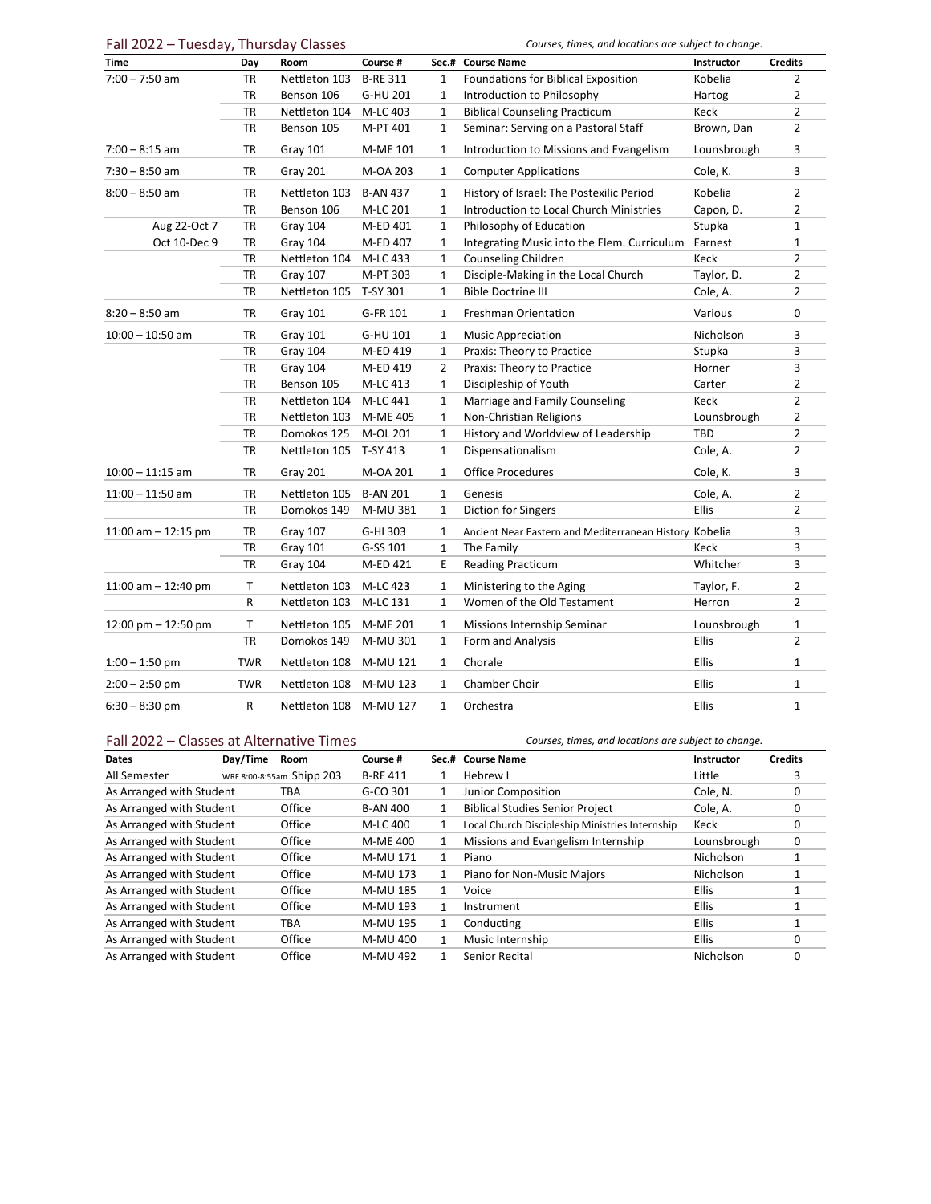## Fall 2022 – Tuesday, Thursday Classes

*Courses, times, and locations are subject to change.*

| Time | Day | Room | Course # | Sec.# | Course Name | Instructor | Credits |
|---|---|---|---|---|---|---|---|
| 7:00 – 7:50 am | TR | Nettleton 103 | B-RE 311 | 1 | Foundations for Biblical Exposition | Kobelia | 2 |
| | TR | Benson 106 | G-HU 201 | 1 | Introduction to Philosophy | Hartog | 2 |
| | TR | Nettleton 104 | M-LC 403 | 1 | Biblical Counseling Practicum | Keck | 2 |
| | TR | Benson 105 | M-PT 401 | 1 | Seminar: Serving on a Pastoral Staff | Brown, Dan | 2 |
| 7:00 – 8:15 am | TR | Gray 101 | M-ME 101 | 1 | Introduction to Missions and Evangelism | Lounsbrough | 3 |
| 7:30 – 8:50 am | TR | Gray 201 | M-OA 203 | 1 | Computer Applications | Cole, K. | 3 |
| 8:00 – 8:50 am | TR | Nettleton 103 | B-AN 437 | 1 | History of Israel: The Postexilic Period | Kobelia | 2 |
| | TR | Benson 106 | M-LC 201 | 1 | Introduction to Local Church Ministries | Capon, D. | 2 |
| Aug 22-Oct 7 | TR | Gray 104 | M-ED 401 | 1 | Philosophy of Education | Stupka | 1 |
| Oct 10-Dec 9 | TR | Gray 104 | M-ED 407 | 1 | Integrating Music into the Elem. Curriculum | Earnest | 1 |
| | TR | Nettleton 104 | M-LC 433 | 1 | Counseling Children | Keck | 2 |
| | TR | Gray 107 | M-PT 303 | 1 | Disciple-Making in the Local Church | Taylor, D. | 2 |
| | TR | Nettleton 105 | T-SY 301 | 1 | Bible Doctrine III | Cole, A. | 2 |
| 8:20 – 8:50 am | TR | Gray 101 | G-FR 101 | 1 | Freshman Orientation | Various | 0 |
| 10:00 – 10:50 am | TR | Gray 101 | G-HU 101 | 1 | Music Appreciation | Nicholson | 3 |
| | TR | Gray 104 | M-ED 419 | 1 | Praxis: Theory to Practice | Stupka | 3 |
| | TR | Gray 104 | M-ED 419 | 2 | Praxis: Theory to Practice | Horner | 3 |
| | TR | Benson 105 | M-LC 413 | 1 | Discipleship of Youth | Carter | 2 |
| | TR | Nettleton 104 | M-LC 441 | 1 | Marriage and Family Counseling | Keck | 2 |
| | TR | Nettleton 103 | M-ME 405 | 1 | Non-Christian Religions | Lounsbrough | 2 |
| | TR | Domokos 125 | M-OL 201 | 1 | History and Worldview of Leadership | TBD | 2 |
| | TR | Nettleton 105 | T-SY 413 | 1 | Dispensationalism | Cole, A. | 2 |
| 10:00 – 11:15 am | TR | Gray 201 | M-OA 201 | 1 | Office Procedures | Cole, K. | 3 |
| 11:00 – 11:50 am | TR | Nettleton 105 | B-AN 201 | 1 | Genesis | Cole, A. | 2 |
| | TR | Domokos 149 | M-MU 381 | 1 | Diction for Singers | Ellis | 2 |
| 11:00 am – 12:15 pm | TR | Gray 107 | G-HI 303 | 1 | Ancient Near Eastern and Mediterranean History | Kobelia | 3 |
| | TR | Gray 101 | G-SS 101 | 1 | The Family | Keck | 3 |
| | TR | Gray 104 | M-ED 421 | E | Reading Practicum | Whitcher | 3 |
| 11:00 am – 12:40 pm | T | Nettleton 103 | M-LC 423 | 1 | Ministering to the Aging | Taylor, F. | 2 |
| | R | Nettleton 103 | M-LC 131 | 1 | Women of the Old Testament | Herron | 2 |
| 12:00 pm – 12:50 pm | T | Nettleton 105 | M-ME 201 | 1 | Missions Internship Seminar | Lounsbrough | 1 |
| | TR | Domokos 149 | M-MU 301 | 1 | Form and Analysis | Ellis | 2 |
| 1:00 – 1:50 pm | TWR | Nettleton 108 | M-MU 121 | 1 | Chorale | Ellis | 1 |
| 2:00 – 2:50 pm | TWR | Nettleton 108 | M-MU 123 | 1 | Chamber Choir | Ellis | 1 |
| 6:30 – 8:30 pm | R | Nettleton 108 | M-MU 127 | 1 | Orchestra | Ellis | 1 |

## Fall 2022 – Classes at Alternative Times

*Courses, times, and locations are subject to change.*

| Dates | Day/Time | Room | Course # | Sec.# | Course Name | Instructor | Credits |
|---|---|---|---|---|---|---|---|
| All Semester | WRF 8:00-8:55am | Shipp 203 | B-RE 411 | 1 | Hebrew I | Little | 3 |
| As Arranged with Student | | TBA | G-CO 301 | 1 | Junior Composition | Cole, N. | 0 |
| As Arranged with Student | | Office | B-AN 400 | 1 | Biblical Studies Senior Project | Cole, A. | 0 |
| As Arranged with Student | | Office | M-LC 400 | 1 | Local Church Discipleship Ministries Internship | Keck | 0 |
| As Arranged with Student | | Office | M-ME 400 | 1 | Missions and Evangelism Internship | Lounsbrough | 0 |
| As Arranged with Student | | Office | M-MU 171 | 1 | Piano | Nicholson | 1 |
| As Arranged with Student | | Office | M-MU 173 | 1 | Piano for Non-Music Majors | Nicholson | 1 |
| As Arranged with Student | | Office | M-MU 185 | 1 | Voice | Ellis | 1 |
| As Arranged with Student | | Office | M-MU 193 | 1 | Instrument | Ellis | 1 |
| As Arranged with Student | | TBA | M-MU 195 | 1 | Conducting | Ellis | 1 |
| As Arranged with Student | | Office | M-MU 400 | 1 | Music Internship | Ellis | 0 |
| As Arranged with Student | | Office | M-MU 492 | 1 | Senior Recital | Nicholson | 0 |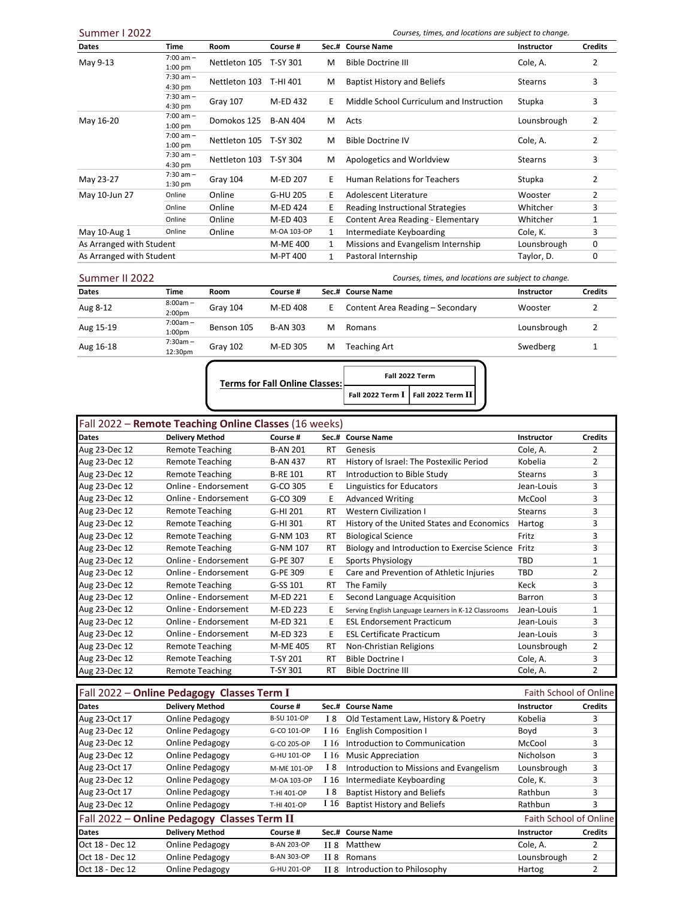## Summer I 2022

*Courses, times, and locations are subject to change.*

| Dates | Time | Room | Course # | Sec.# | Course Name | Instructor | Credits |
|---|---|---|---|---|---|---|---|
| May 9-13 | 7:00 am – 1:00 pm | Nettleton 105 | T-SY 301 | M | Bible Doctrine III | Cole, A. | 2 |
| | 7:30 am – 4:30 pm | Nettleton 103 | T-HI 401 | M | Baptist History and Beliefs | Stearns | 3 |
| | 7:30 am – 4:30 pm | Gray 107 | M-ED 432 | E | Middle School Curriculum and Instruction | Stupka | 3 |
| May 16-20 | 7:00 am – 1:00 pm | Domokos 125 | B-AN 404 | M | Acts | Lounsbrough | 2 |
| | 7:00 am – 1:00 pm | Nettleton 105 | T-SY 302 | M | Bible Doctrine IV | Cole, A. | 2 |
| | 7:30 am – 4:30 pm | Nettleton 103 | T-SY 304 | M | Apologetics and Worldview | Stearns | 3 |
| May 23-27 | 7:30 am – 1:30 pm | Gray 104 | M-ED 207 | E | Human Relations for Teachers | Stupka | 2 |
| May 10-Jun 27 | Online | Online | G-HU 205 | E | Adolescent Literature | Wooster | 2 |
| | Online | Online | M-ED 424 | E | Reading Instructional Strategies | Whitcher | 3 |
| | Online | Online | M-ED 403 | E | Content Area Reading - Elementary | Whitcher | 1 |
| May 10-Aug 1 | Online | Online | M-OA 103-OP | 1 | Intermediate Keyboarding | Cole, K. | 3 |
| As Arranged with Student | | | M-ME 400 | 1 | Missions and Evangelism Internship | Lounsbrough | 0 |
| As Arranged with Student | | | M-PT 400 | 1 | Pastoral Internship | Taylor, D. | 0 |

## Summer II 2022

*Courses, times, and locations are subject to change.*

| Dates | Time | Room | Course # | Sec.# | Course Name | Instructor | Credits |
|---|---|---|---|---|---|---|---|
| Aug 8-12 | 8:00am – 2:00pm | Gray 104 | M-ED 408 | E | Content Area Reading – Secondary | Wooster | 2 |
| Aug 15-19 | 7:00am – 1:00pm | Benson 105 | B-AN 303 | M | Romans | Lounsbrough | 2 |
| Aug 16-18 | 7:30am – 12:30pm | Gray 102 | M-ED 305 | M | Teaching Art | Swedberg | 1 |

**Terms for Fall Online Classes:**

| Fall 2022 Term | |
|---|---|
| Fall 2022 Term I | Fall 2022 Term II |

## Fall 2022 – Remote Teaching Online Classes (16 weeks)

| Dates | Delivery Method | Course # | Sec.# | Course Name | Instructor | Credits |
|---|---|---|---|---|---|---|
| Aug 23-Dec 12 | Remote Teaching | B-AN 201 | RT | Genesis | Cole, A. | 2 |
| Aug 23-Dec 12 | Remote Teaching | B-AN 437 | RT | History of Israel: The Postexilic Period | Kobelia | 2 |
| Aug 23-Dec 12 | Remote Teaching | B-RE 101 | RT | Introduction to Bible Study | Stearns | 3 |
| Aug 23-Dec 12 | Online - Endorsement | G-CO 305 | E | Linguistics for Educators | Jean-Louis | 3 |
| Aug 23-Dec 12 | Online - Endorsement | G-CO 309 | E | Advanced Writing | McCool | 3 |
| Aug 23-Dec 12 | Remote Teaching | G-HI 201 | RT | Western Civilization I | Stearns | 3 |
| Aug 23-Dec 12 | Remote Teaching | G-HI 301 | RT | History of the United States and Economics | Hartog | 3 |
| Aug 23-Dec 12 | Remote Teaching | G-NM 103 | RT | Biological Science | Fritz | 3 |
| Aug 23-Dec 12 | Remote Teaching | G-NM 107 | RT | Biology and Introduction to Exercise Science | Fritz | 3 |
| Aug 23-Dec 12 | Online - Endorsement | G-PE 307 | E | Sports Physiology | TBD | 1 |
| Aug 23-Dec 12 | Online - Endorsement | G-PE 309 | E | Care and Prevention of Athletic Injuries | TBD | 2 |
| Aug 23-Dec 12 | Remote Teaching | G-SS 101 | RT | The Family | Keck | 3 |
| Aug 23-Dec 12 | Online - Endorsement | M-ED 221 | E | Second Language Acquisition | Barron | 3 |
| Aug 23-Dec 12 | Online - Endorsement | M-ED 223 | E | Serving English Language Learners in K-12 Classrooms | Jean-Louis | 1 |
| Aug 23-Dec 12 | Online - Endorsement | M-ED 321 | E | ESL Endorsement Practicum | Jean-Louis | 3 |
| Aug 23-Dec 12 | Online - Endorsement | M-ED 323 | E | ESL Certificate Practicum | Jean-Louis | 3 |
| Aug 23-Dec 12 | Remote Teaching | M-ME 405 | RT | Non-Christian Religions | Lounsbrough | 2 |
| Aug 23-Dec 12 | Remote Teaching | T-SY 201 | RT | Bible Doctrine I | Cole, A. | 3 |
| Aug 23-Dec 12 | Remote Teaching | T-SY 301 | RT | Bible Doctrine III | Cole, A. | 2 |

## Fall 2022 – Online Pedagogy Classes Term I

Faith School of Online

| Dates | Delivery Method | Course # | Sec.# | Course Name | Instructor | Credits |
|---|---|---|---|---|---|---|
| Aug 23-Oct 17 | Online Pedagogy | B-SU 101-OP | I 8 | Old Testament Law, History & Poetry | Kobelia | 3 |
| Aug 23-Dec 12 | Online Pedagogy | G-CO 101-OP | I 16 | English Composition I | Boyd | 3 |
| Aug 23-Dec 12 | Online Pedagogy | G-CO 205-OP | I 16 | Introduction to Communication | McCool | 3 |
| Aug 23-Dec 12 | Online Pedagogy | G-HU 101-OP | I 16 | Music Appreciation | Nicholson | 3 |
| Aug 23-Oct 17 | Online Pedagogy | M-ME 101-OP | I 8 | Introduction to Missions and Evangelism | Lounsbrough | 3 |
| Aug 23-Dec 12 | Online Pedagogy | M-OA 103-OP | I 16 | Intermediate Keyboarding | Cole, K. | 3 |
| Aug 23-Oct 17 | Online Pedagogy | T-HI 401-OP | I 8 | Baptist History and Beliefs | Rathbun | 3 |
| Aug 23-Dec 12 | Online Pedagogy | T-HI 401-OP | I 16 | Baptist History and Beliefs | Rathbun | 3 |

## Fall 2022 – Online Pedagogy Classes Term II

Faith School of Online

| Dates | Delivery Method | Course # | Sec.# | Course Name | Instructor | Credits |
|---|---|---|---|---|---|---|
| Oct 18 - Dec 12 | Online Pedagogy | B-AN 203-OP | II 8 | Matthew | Cole, A. | 2 |
| Oct 18 - Dec 12 | Online Pedagogy | B-AN 303-OP | II 8 | Romans | Lounsbrough | 2 |
| Oct 18 - Dec 12 | Online Pedagogy | G-HU 201-OP | II 8 | Introduction to Philosophy | Hartog | 2 |